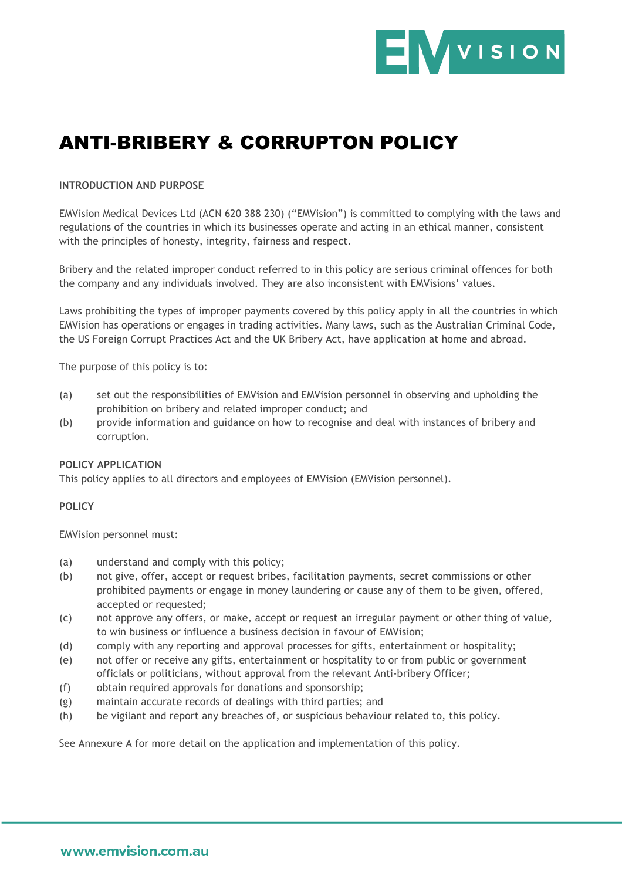# ANTI-BRIBERY & CORRUPTON POLICY

**INTRODUCTION AND PURPOSE**

EMVision Medical Devices Ltd (ACN 620 388 230) ("EMVision") is committed to complying with the laws and regulations of the countries in which its businesses operate and acting in an ethical manner, consistent with the principles of honesty, integrity, fairness and respect.

Bribery and the related improper conduct referred to in this policy are serious criminal offences for both the company and any individuals involved. They are also inconsistent with EMVisions' values.

Laws prohibiting the types of improper payments covered by this policy apply in all the countries in which EMVision has operations or engages in trading activities. Many laws, such as the Australian Criminal Code, the US Foreign Corrupt Practices Act and the UK Bribery Act, have application at home and abroad.

The purpose of this policy is to:

(a) set out the responsibilities of EMVision and EMVision personnel in observing and upholding the prohibition on bribery and related improper conduct; and

(b) provide information and guidance on how to recognise and deal with instances of bribery and corruption.

**POLICY APPLICATION**

This policy applies to all directors and employees of EMVision (EMVision personnel).

**POLICY**

EMVision personnel must:

(a) understand and comply with this policy;

(b) not give, offer, accept or request bribes, facilitation payments, secret commissions or other prohibited payments or engage in money laundering or cause any of them to be given, offered, accepted or requested;

(c) not approve any offers, or make, accept or request an irregular payment or other thing of value, to win business or influence a business decision in favour of EMVision;

(d) comply with any reporting and approval processes for gifts, entertainment or hospitality;

(e) not offer or receive any gifts, entertainment or hospitality to or from public or government officials or politicians, without approval from the relevant Anti-bribery Officer;

(f) obtain required approvals for donations and sponsorship;

(g) maintain accurate records of dealings with third parties; and

(h) be vigilant and report any breaches of, or suspicious behaviour related to, this policy.

See Annexure A for more detail on the application and implementation of this policy.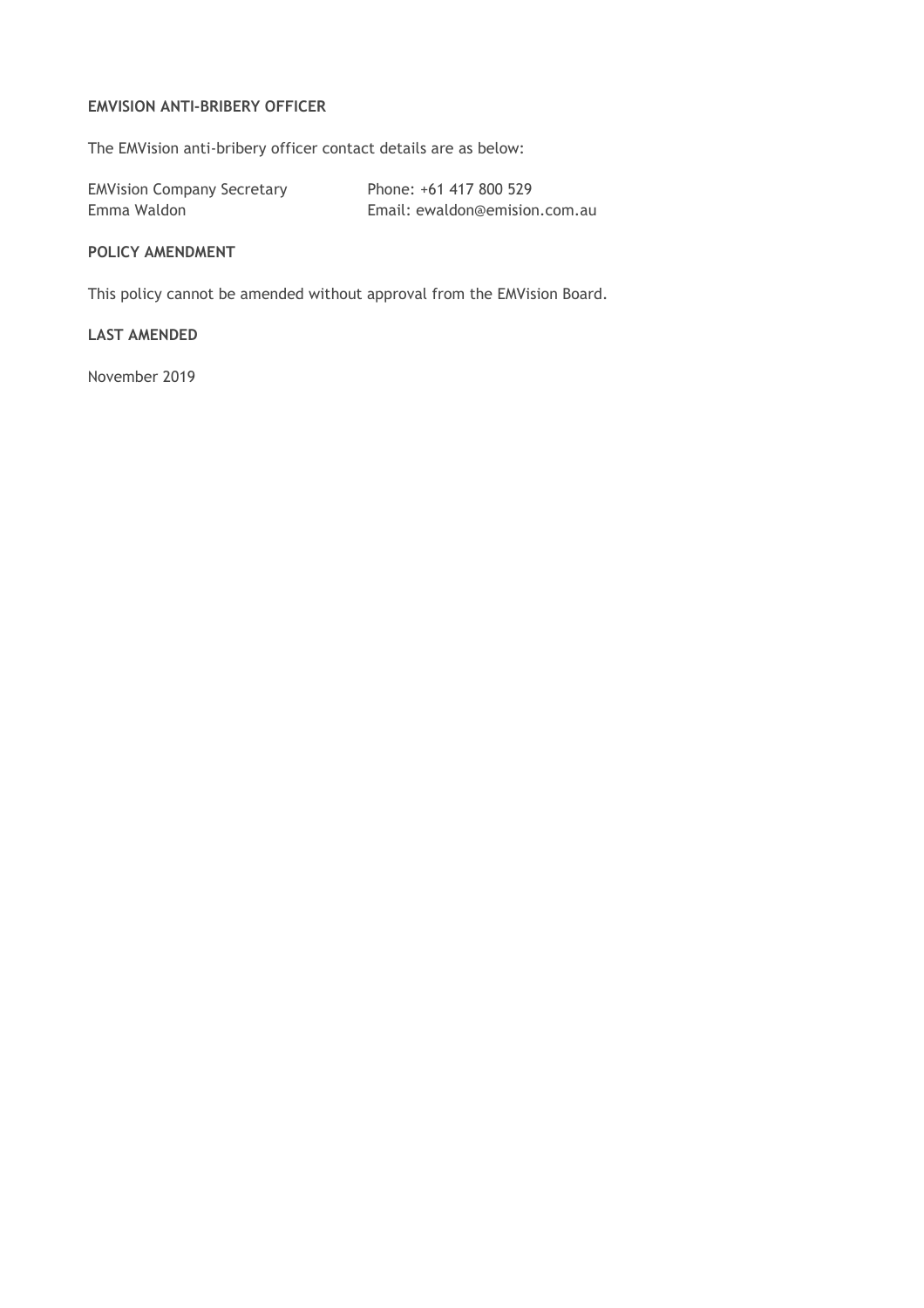**EMVISION ANTI-BRIBERY OFFICER**

The EMVision anti-bribery officer contact details are as below:

| | |
|---|---|
| EMVision Company Secretary | Phone: +61 417 800 529 |
| Emma Waldon | Email: ewaldon@emision.com.au |

**POLICY AMENDMENT**

This policy cannot be amended without approval from the EMVision Board.

**LAST AMENDED**

November 2019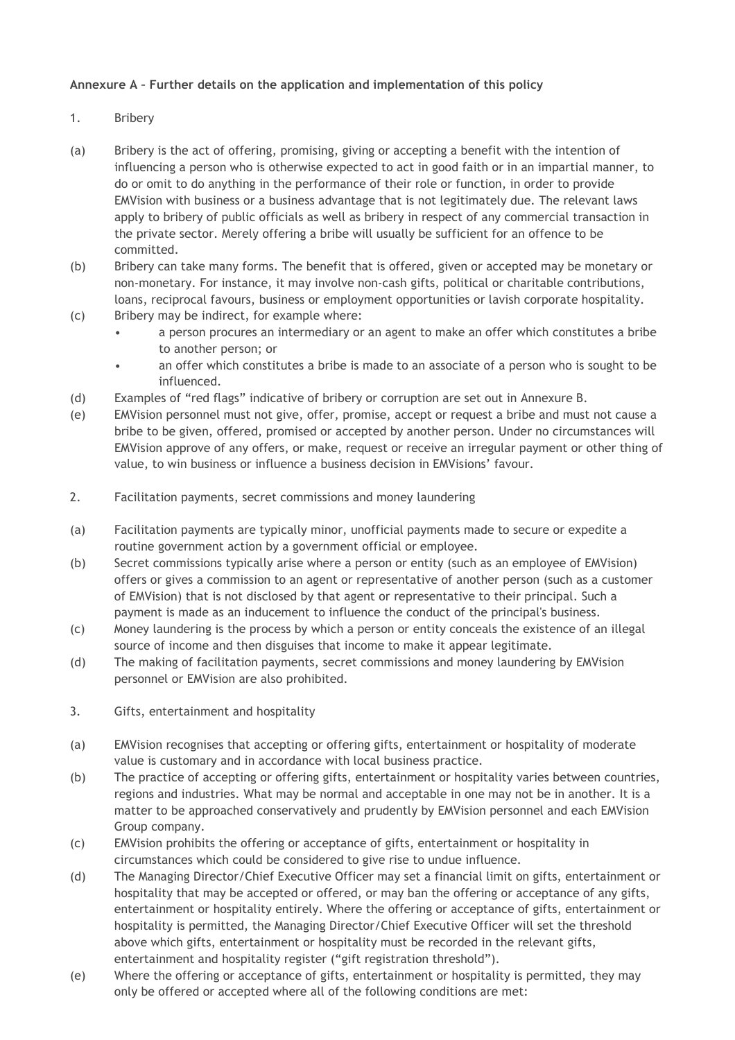**Annexure A – Further details on the application and implementation of this policy**

1. Bribery

(a) Bribery is the act of offering, promising, giving or accepting a benefit with the intention of influencing a person who is otherwise expected to act in good faith or in an impartial manner, to do or omit to do anything in the performance of their role or function, in order to provide EMVision with business or a business advantage that is not legitimately due. The relevant laws apply to bribery of public officials as well as bribery in respect of any commercial transaction in the private sector. Merely offering a bribe will usually be sufficient for an offence to be committed.

(b) Bribery can take many forms. The benefit that is offered, given or accepted may be monetary or non-monetary. For instance, it may involve non-cash gifts, political or charitable contributions, loans, reciprocal favours, business or employment opportunities or lavish corporate hospitality.

(c) Bribery may be indirect, for example where:
- a person procures an intermediary or an agent to make an offer which constitutes a bribe to another person; or
- an offer which constitutes a bribe is made to an associate of a person who is sought to be influenced.

(d) Examples of "red flags" indicative of bribery or corruption are set out in Annexure B.

(e) EMVision personnel must not give, offer, promise, accept or request a bribe and must not cause a bribe to be given, offered, promised or accepted by another person. Under no circumstances will EMVision approve of any offers, or make, request or receive an irregular payment or other thing of value, to win business or influence a business decision in EMVisions' favour.

2. Facilitation payments, secret commissions and money laundering

(a) Facilitation payments are typically minor, unofficial payments made to secure or expedite a routine government action by a government official or employee.

(b) Secret commissions typically arise where a person or entity (such as an employee of EMVision) offers or gives a commission to an agent or representative of another person (such as a customer of EMVision) that is not disclosed by that agent or representative to their principal. Such a payment is made as an inducement to influence the conduct of the principal's business.

(c) Money laundering is the process by which a person or entity conceals the existence of an illegal source of income and then disguises that income to make it appear legitimate.

(d) The making of facilitation payments, secret commissions and money laundering by EMVision personnel or EMVision are also prohibited.

3. Gifts, entertainment and hospitality

(a) EMVision recognises that accepting or offering gifts, entertainment or hospitality of moderate value is customary and in accordance with local business practice.

(b) The practice of accepting or offering gifts, entertainment or hospitality varies between countries, regions and industries. What may be normal and acceptable in one may not be in another. It is a matter to be approached conservatively and prudently by EMVision personnel and each EMVision Group company.

(c) EMVision prohibits the offering or acceptance of gifts, entertainment or hospitality in circumstances which could be considered to give rise to undue influence.

(d) The Managing Director/Chief Executive Officer may set a financial limit on gifts, entertainment or hospitality that may be accepted or offered, or may ban the offering or acceptance of any gifts, entertainment or hospitality entirely. Where the offering or acceptance of gifts, entertainment or hospitality is permitted, the Managing Director/Chief Executive Officer will set the threshold above which gifts, entertainment or hospitality must be recorded in the relevant gifts, entertainment and hospitality register ("gift registration threshold").

(e) Where the offering or acceptance of gifts, entertainment or hospitality is permitted, they may only be offered or accepted where all of the following conditions are met: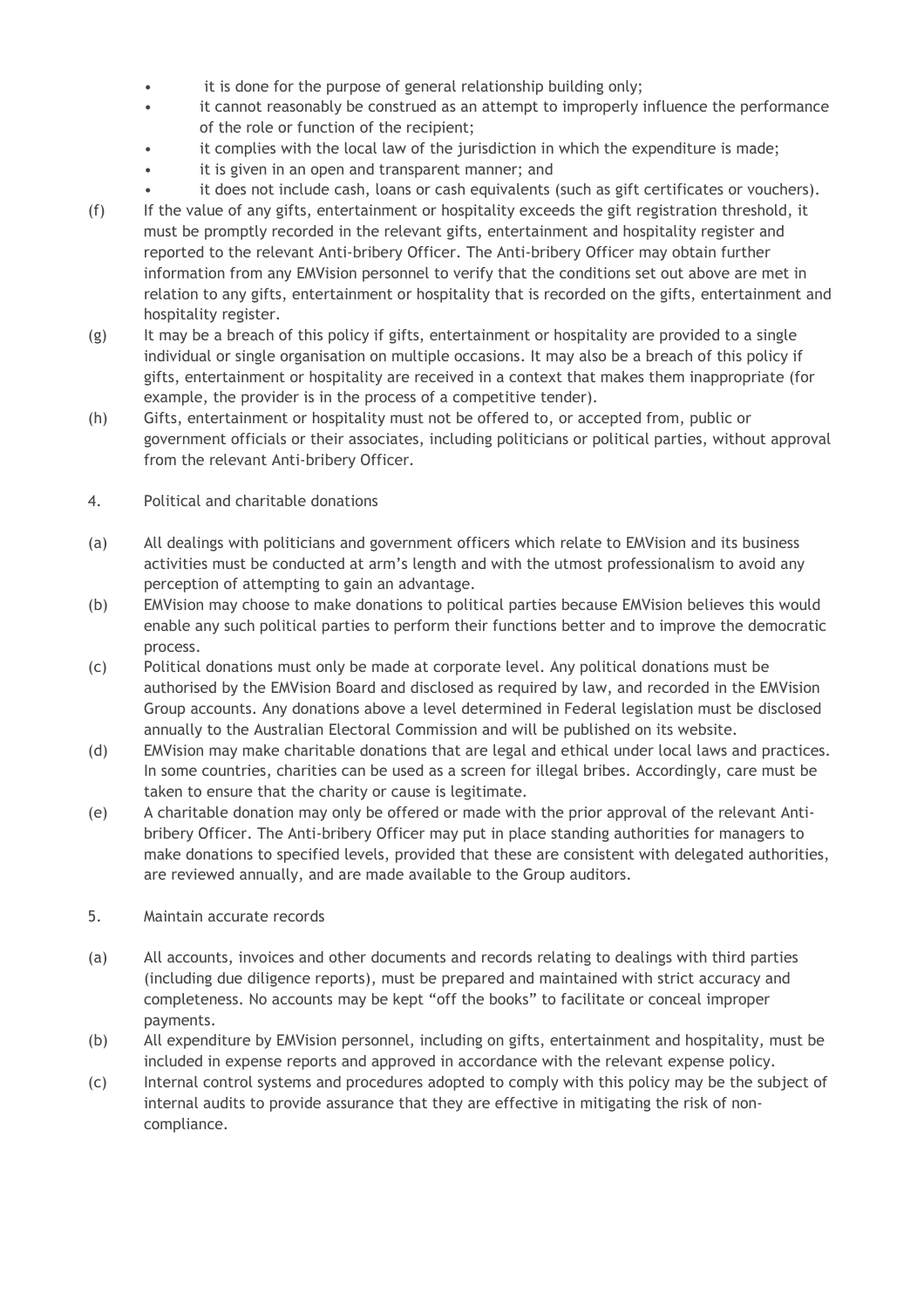- it is done for the purpose of general relationship building only;
- it cannot reasonably be construed as an attempt to improperly influence the performance of the role or function of the recipient;
- it complies with the local law of the jurisdiction in which the expenditure is made;
- it is given in an open and transparent manner; and
- it does not include cash, loans or cash equivalents (such as gift certificates or vouchers).

(f) If the value of any gifts, entertainment or hospitality exceeds the gift registration threshold, it must be promptly recorded in the relevant gifts, entertainment and hospitality register and reported to the relevant Anti-bribery Officer. The Anti-bribery Officer may obtain further information from any EMVision personnel to verify that the conditions set out above are met in relation to any gifts, entertainment or hospitality that is recorded on the gifts, entertainment and hospitality register.

(g) It may be a breach of this policy if gifts, entertainment or hospitality are provided to a single individual or single organisation on multiple occasions. It may also be a breach of this policy if gifts, entertainment or hospitality are received in a context that makes them inappropriate (for example, the provider is in the process of a competitive tender).

(h) Gifts, entertainment or hospitality must not be offered to, or accepted from, public or government officials or their associates, including politicians or political parties, without approval from the relevant Anti-bribery Officer.

## 4. Political and charitable donations

(a) All dealings with politicians and government officers which relate to EMVision and its business activities must be conducted at arm's length and with the utmost professionalism to avoid any perception of attempting to gain an advantage.

(b) EMVision may choose to make donations to political parties because EMVision believes this would enable any such political parties to perform their functions better and to improve the democratic process.

(c) Political donations must only be made at corporate level. Any political donations must be authorised by the EMVision Board and disclosed as required by law, and recorded in the EMVision Group accounts. Any donations above a level determined in Federal legislation must be disclosed annually to the Australian Electoral Commission and will be published on its website.

(d) EMVision may make charitable donations that are legal and ethical under local laws and practices. In some countries, charities can be used as a screen for illegal bribes. Accordingly, care must be taken to ensure that the charity or cause is legitimate.

(e) A charitable donation may only be offered or made with the prior approval of the relevant Anti-bribery Officer. The Anti-bribery Officer may put in place standing authorities for managers to make donations to specified levels, provided that these are consistent with delegated authorities, are reviewed annually, and are made available to the Group auditors.

## 5. Maintain accurate records

(a) All accounts, invoices and other documents and records relating to dealings with third parties (including due diligence reports), must be prepared and maintained with strict accuracy and completeness. No accounts may be kept "off the books" to facilitate or conceal improper payments.

(b) All expenditure by EMVision personnel, including on gifts, entertainment and hospitality, must be included in expense reports and approved in accordance with the relevant expense policy.

(c) Internal control systems and procedures adopted to comply with this policy may be the subject of internal audits to provide assurance that they are effective in mitigating the risk of non-compliance.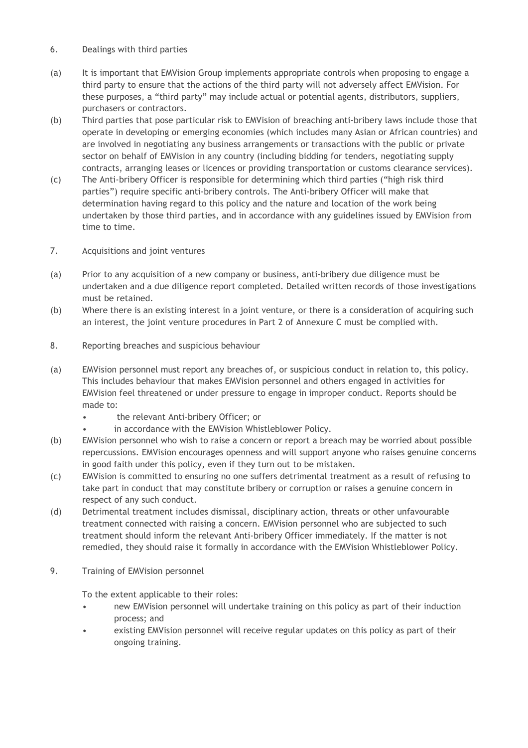## 6. Dealings with third parties

(a) It is important that EMVision Group implements appropriate controls when proposing to engage a third party to ensure that the actions of the third party will not adversely affect EMVision. For these purposes, a "third party" may include actual or potential agents, distributors, suppliers, purchasers or contractors.

(b) Third parties that pose particular risk to EMVision of breaching anti-bribery laws include those that operate in developing or emerging economies (which includes many Asian or African countries) and are involved in negotiating any business arrangements or transactions with the public or private sector on behalf of EMVision in any country (including bidding for tenders, negotiating supply contracts, arranging leases or licences or providing transportation or customs clearance services).

(c) The Anti-bribery Officer is responsible for determining which third parties ("high risk third parties") require specific anti-bribery controls. The Anti-bribery Officer will make that determination having regard to this policy and the nature and location of the work being undertaken by those third parties, and in accordance with any guidelines issued by EMVision from time to time.

## 7. Acquisitions and joint ventures

(a) Prior to any acquisition of a new company or business, anti-bribery due diligence must be undertaken and a due diligence report completed. Detailed written records of those investigations must be retained.

(b) Where there is an existing interest in a joint venture, or there is a consideration of acquiring such an interest, the joint venture procedures in Part 2 of Annexure C must be complied with.

## 8. Reporting breaches and suspicious behaviour

(a) EMVision personnel must report any breaches of, or suspicious conduct in relation to, this policy. This includes behaviour that makes EMVision personnel and others engaged in activities for EMVision feel threatened or under pressure to engage in improper conduct. Reports should be made to:

- the relevant Anti-bribery Officer; or
- in accordance with the EMVision Whistleblower Policy.

(b) EMVision personnel who wish to raise a concern or report a breach may be worried about possible repercussions. EMVision encourages openness and will support anyone who raises genuine concerns in good faith under this policy, even if they turn out to be mistaken.

(c) EMVision is committed to ensuring no one suffers detrimental treatment as a result of refusing to take part in conduct that may constitute bribery or corruption or raises a genuine concern in respect of any such conduct.

(d) Detrimental treatment includes dismissal, disciplinary action, threats or other unfavourable treatment connected with raising a concern. EMVision personnel who are subjected to such treatment should inform the relevant Anti-bribery Officer immediately. If the matter is not remedied, they should raise it formally in accordance with the EMVision Whistleblower Policy.

## 9. Training of EMVision personnel

To the extent applicable to their roles:

- new EMVision personnel will undertake training on this policy as part of their induction process; and
- existing EMVision personnel will receive regular updates on this policy as part of their ongoing training.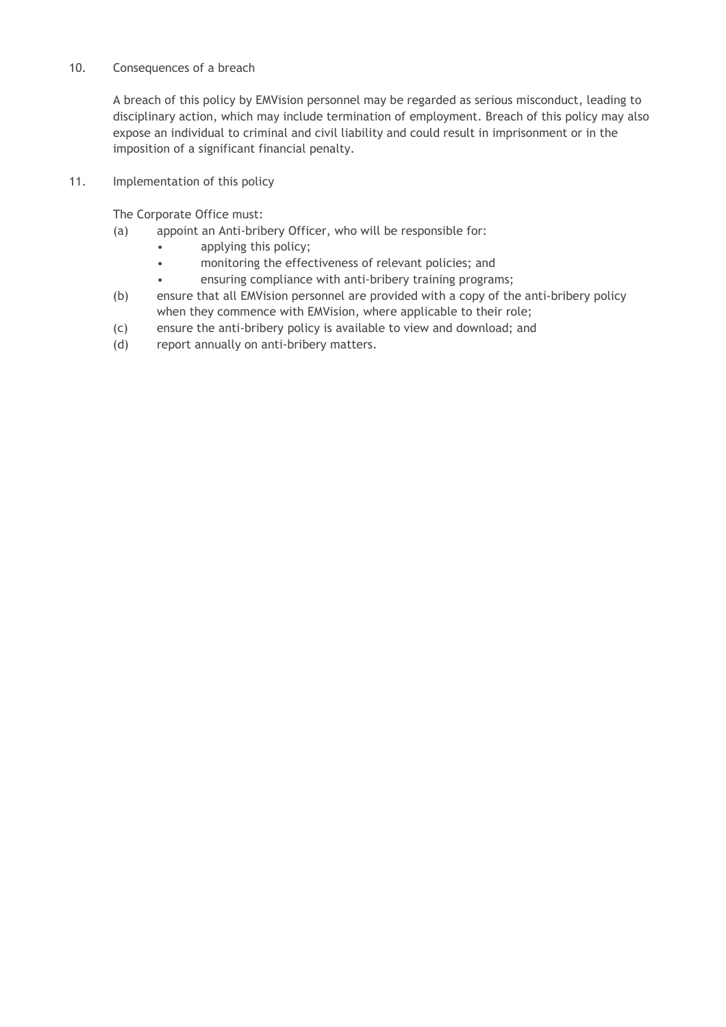## 10. Consequences of a breach

A breach of this policy by EMVision personnel may be regarded as serious misconduct, leading to disciplinary action, which may include termination of employment. Breach of this policy may also expose an individual to criminal and civil liability and could result in imprisonment or in the imposition of a significant financial penalty.

## 11. Implementation of this policy

The Corporate Office must:

(a) appoint an Anti-bribery Officer, who will be responsible for:
- applying this policy;
- monitoring the effectiveness of relevant policies; and
- ensuring compliance with anti-bribery training programs;

(b) ensure that all EMVision personnel are provided with a copy of the anti-bribery policy when they commence with EMVision, where applicable to their role;

(c) ensure the anti-bribery policy is available to view and download; and

(d) report annually on anti-bribery matters.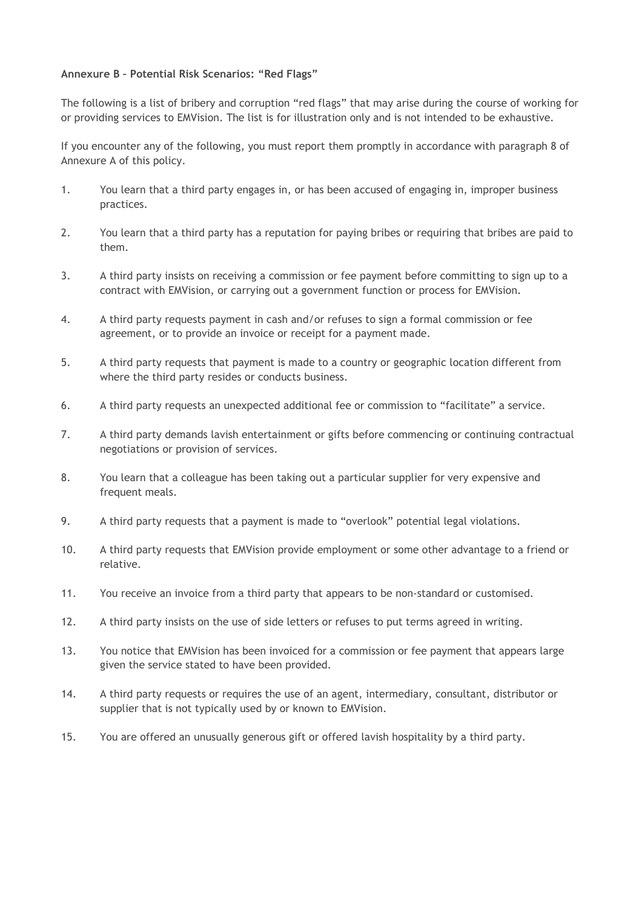**Annexure B – Potential Risk Scenarios: "Red Flags"**

The following is a list of bribery and corruption "red flags" that may arise during the course of working for or providing services to EMVision. The list is for illustration only and is not intended to be exhaustive.

If you encounter any of the following, you must report them promptly in accordance with paragraph 8 of Annexure A of this policy.

1. You learn that a third party engages in, or has been accused of engaging in, improper business practices.
2. You learn that a third party has a reputation for paying bribes or requiring that bribes are paid to them.
3. A third party insists on receiving a commission or fee payment before committing to sign up to a contract with EMVision, or carrying out a government function or process for EMVision.
4. A third party requests payment in cash and/or refuses to sign a formal commission or fee agreement, or to provide an invoice or receipt for a payment made.
5. A third party requests that payment is made to a country or geographic location different from where the third party resides or conducts business.
6. A third party requests an unexpected additional fee or commission to "facilitate" a service.
7. A third party demands lavish entertainment or gifts before commencing or continuing contractual negotiations or provision of services.
8. You learn that a colleague has been taking out a particular supplier for very expensive and frequent meals.
9. A third party requests that a payment is made to "overlook" potential legal violations.
10. A third party requests that EMVision provide employment or some other advantage to a friend or relative.
11. You receive an invoice from a third party that appears to be non-standard or customised.
12. A third party insists on the use of side letters or refuses to put terms agreed in writing.
13. You notice that EMVision has been invoiced for a commission or fee payment that appears large given the service stated to have been provided.
14. A third party requests or requires the use of an agent, intermediary, consultant, distributor or supplier that is not typically used by or known to EMVision.
15. You are offered an unusually generous gift or offered lavish hospitality by a third party.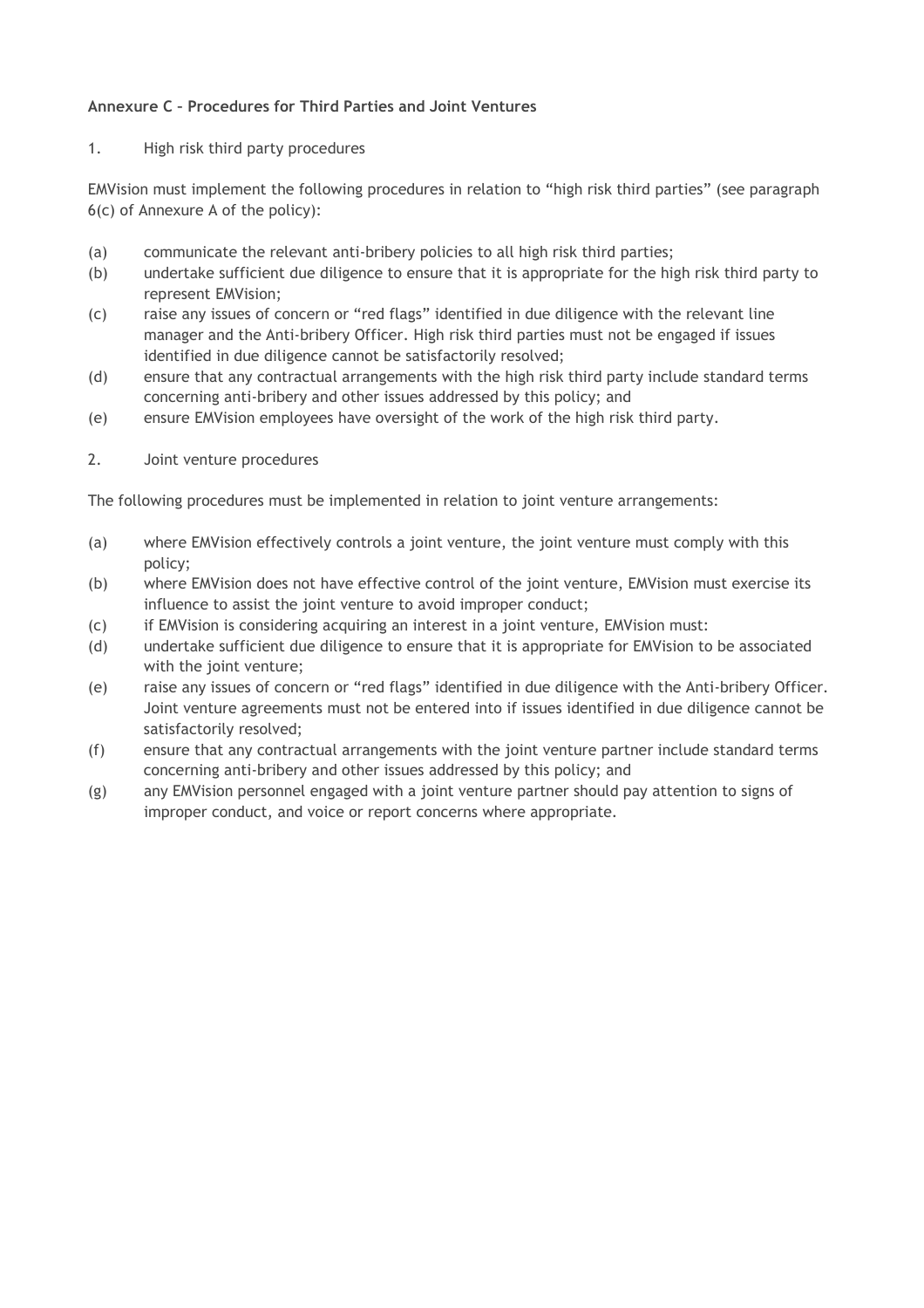**Annexure C – Procedures for Third Parties and Joint Ventures**

1. High risk third party procedures

EMVision must implement the following procedures in relation to "high risk third parties" (see paragraph 6(c) of Annexure A of the policy):

(a) communicate the relevant anti-bribery policies to all high risk third parties;

(b) undertake sufficient due diligence to ensure that it is appropriate for the high risk third party to represent EMVision;

(c) raise any issues of concern or "red flags" identified in due diligence with the relevant line manager and the Anti-bribery Officer. High risk third parties must not be engaged if issues identified in due diligence cannot be satisfactorily resolved;

(d) ensure that any contractual arrangements with the high risk third party include standard terms concerning anti-bribery and other issues addressed by this policy; and

(e) ensure EMVision employees have oversight of the work of the high risk third party.

2. Joint venture procedures

The following procedures must be implemented in relation to joint venture arrangements:

(a) where EMVision effectively controls a joint venture, the joint venture must comply with this policy;

(b) where EMVision does not have effective control of the joint venture, EMVision must exercise its influence to assist the joint venture to avoid improper conduct;

(c) if EMVision is considering acquiring an interest in a joint venture, EMVision must:

(d) undertake sufficient due diligence to ensure that it is appropriate for EMVision to be associated with the joint venture;

(e) raise any issues of concern or "red flags" identified in due diligence with the Anti-bribery Officer. Joint venture agreements must not be entered into if issues identified in due diligence cannot be satisfactorily resolved;

(f) ensure that any contractual arrangements with the joint venture partner include standard terms concerning anti-bribery and other issues addressed by this policy; and

(g) any EMVision personnel engaged with a joint venture partner should pay attention to signs of improper conduct, and voice or report concerns where appropriate.